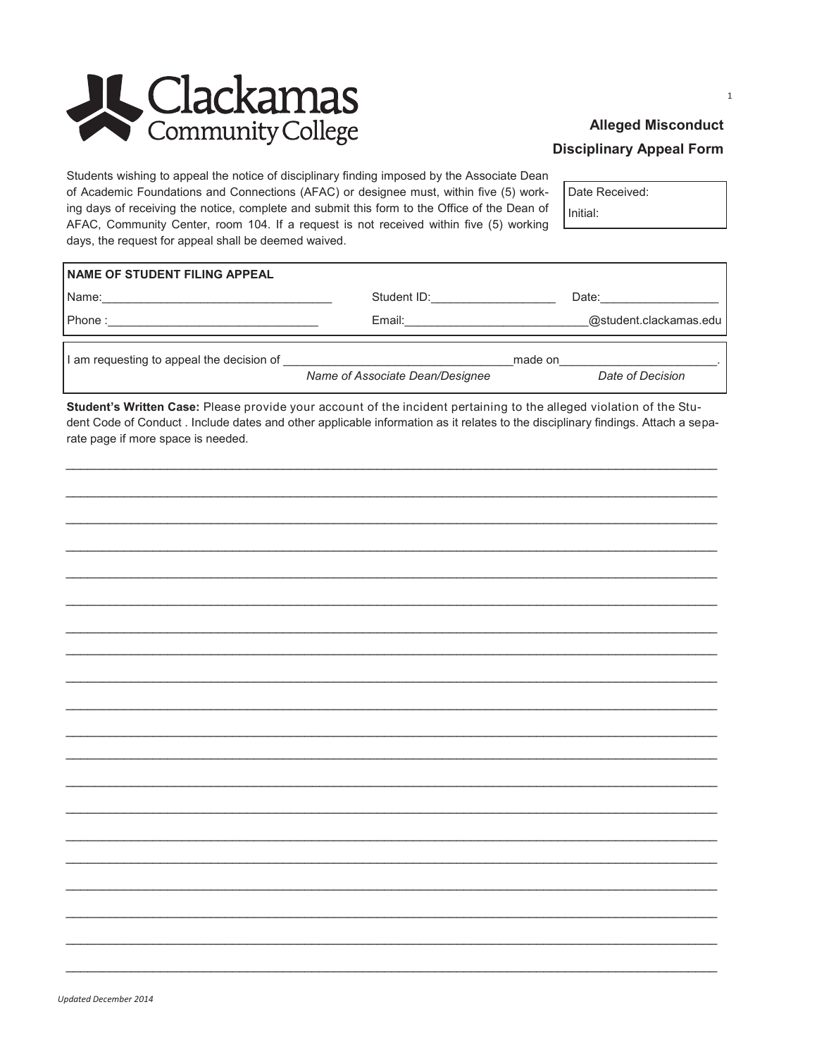# Clackamas Community College

## Alleged Misconduct Disciplinary Appeal Form

Students wishing to appeal the notice of disciplinary finding imposed by the Associate Dean of Academic Foundations and Connections (AFAC) or designee must, within five (5) working days of receiving the notice, complete and submit this form to the Office of the Dean of AFAC, Community Center, room 104. If a request is not received within five (5) working days, the request for appeal shall be deemed waived.

Date Received:

Initial:

**NAME OF STUDENT FILING APPEAL**

Name:___________________________________ Student ID:___________________ Date:__________________

Phone :_______________________________ Email:___________________________@student.clackamas.edu

I am requesting to appeal the decision of __________________________________made on_______________________.

*Name of Associate Dean/Designee* *Date of Decision*

**Student's Written Case:** Please provide your account of the incident pertaining to the alleged violation of the Student Code of Conduct . Include dates and other applicable information as it relates to the disciplinary findings. Attach a separate page if more space is needed.

_____________________________________________________________________________________________

_____________________________________________________________________________________________

_____________________________________________________________________________________________

_____________________________________________________________________________________________

_____________________________________________________________________________________________

_____________________________________________________________________________________________

_____________________________________________________________________________________________

_____________________________________________________________________________________________

_____________________________________________________________________________________________

_____________________________________________________________________________________________

_____________________________________________________________________________________________

_____________________________________________________________________________________________

_____________________________________________________________________________________________

_____________________________________________________________________________________________

_____________________________________________________________________________________________

_____________________________________________________________________________________________

_____________________________________________________________________________________________

_____________________________________________________________________________________________

_____________________________________________________________________________________________

_____________________________________________________________________________________________

*Updated December 2014*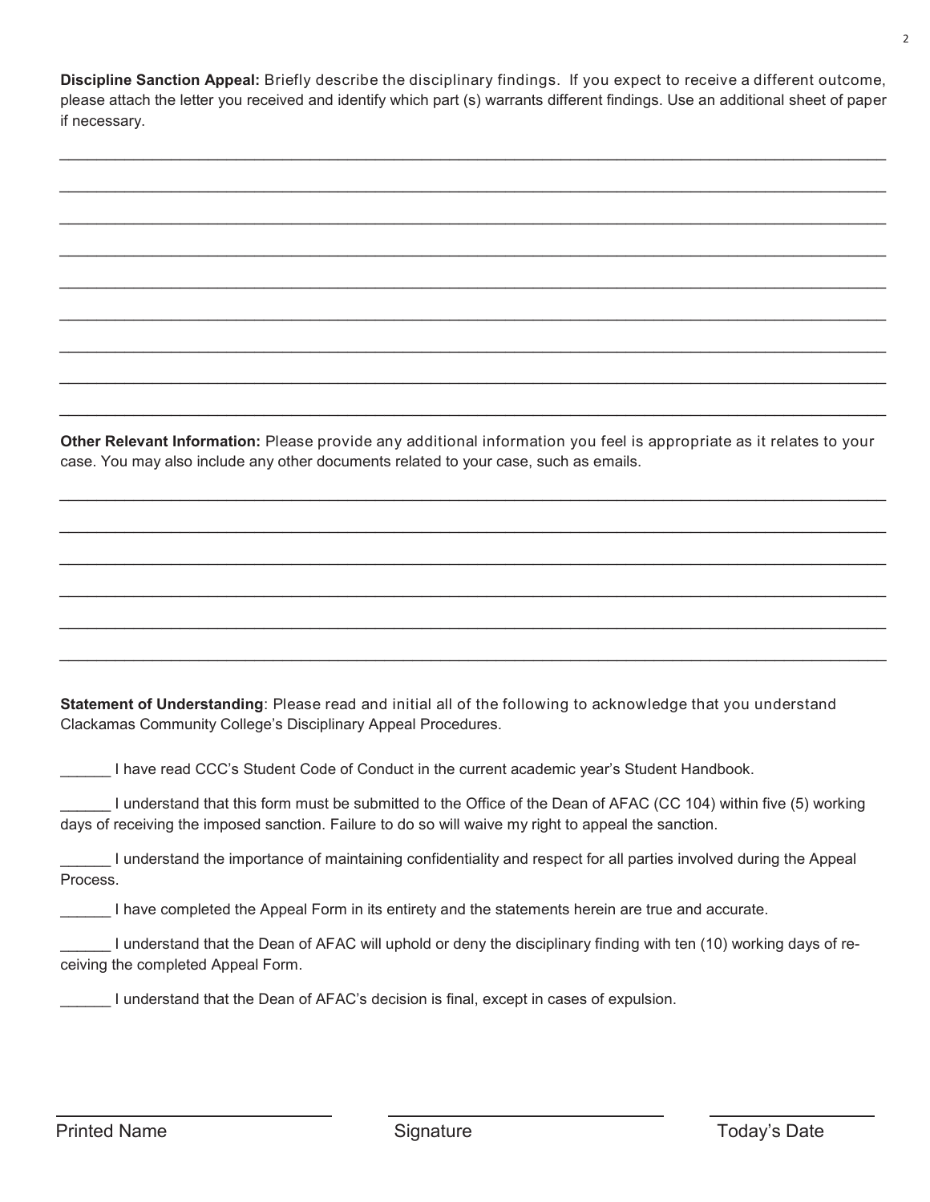**Discipline Sanction Appeal:** Briefly describe the disciplinary findings. If you expect to receive a different outcome, please attach the letter you received and identify which part (s) warrants different findings. Use an additional sheet of paper if necessary.

______________________________________________________________________________

______________________________________________________________________________

______________________________________________________________________________

______________________________________________________________________________

______________________________________________________________________________

______________________________________________________________________________

______________________________________________________________________________

______________________________________________________________________________

______________________________________________________________________________

**Other Relevant Information:** Please provide any additional information you feel is appropriate as it relates to your case. You may also include any other documents related to your case, such as emails.

______________________________________________________________________________

______________________________________________________________________________

______________________________________________________________________________

______________________________________________________________________________

______________________________________________________________________________

______________________________________________________________________________

**Statement of Understanding**: Please read and initial all of the following to acknowledge that you understand Clackamas Community College's Disciplinary Appeal Procedures.

______ I have read CCC's Student Code of Conduct in the current academic year's Student Handbook.

______ I understand that this form must be submitted to the Office of the Dean of AFAC (CC 104) within five (5) working days of receiving the imposed sanction. Failure to do so will waive my right to appeal the sanction.

______ I understand the importance of maintaining confidentiality and respect for all parties involved during the Appeal Process.

______ I have completed the Appeal Form in its entirety and the statements herein are true and accurate.

______ I understand that the Dean of AFAC will uphold or deny the disciplinary finding with ten (10) working days of receiving the completed Appeal Form.

______ I understand that the Dean of AFAC's decision is final, except in cases of expulsion.

______________________ ______________________ ______________________

Printed Name Signature Today's Date